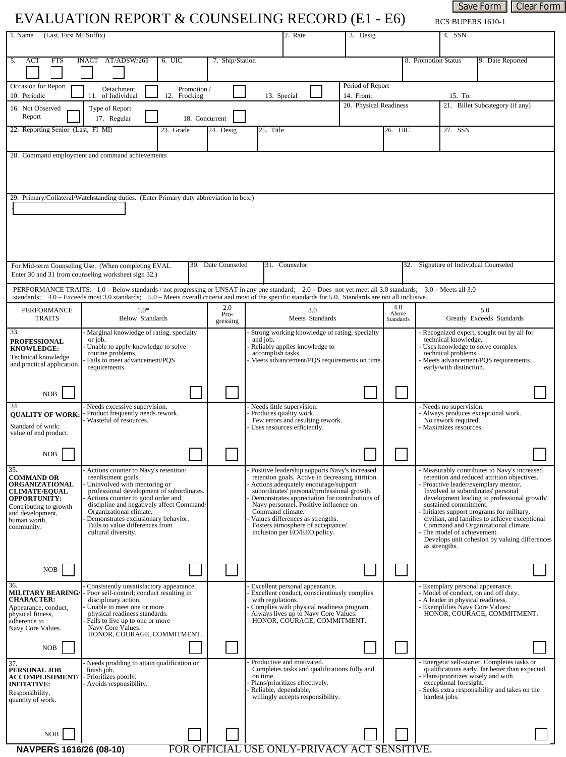# EVALUATION REPORT & COUNSELING RECORD (E1 - E6)

RCS BUPERS 1610-1

| 1. Name (Last, First MI Suffix) | 2. Rate | 3. Desig | 4. SSN |
|---|---|---|---|
| | | | |

| 5. ACT / FTS / INACT / AT/ADSW/265 | 6. UIC | 7. Ship/Station | 8. Promotion Status | 9. Date Reported |
|---|---|---|---|---|
| | | | | |

| Occasion for Report: 10. Periodic / 11. Detachment of Individual / 12. Promotion / Frocking / 13. Special | Period of Report: 14. From: | 15. To: |
|---|---|---|
| | | |

| 16. Not Observed Report | Type of Report: 17. Regular / 18. Concurrent | 20. Physical Readiness | 21. Billet Subcategory (if any) |
|---|---|---|---|
| | | | |

| 22. Reporting Senior (Last, FI MI) | 23. Grade | 24. Desig | 25. Title | 26. UIC | 27. SSN |
|---|---|---|---|---|---|
| | | | | | |

28. Command employment and command achievements

29. Primary/Collateral/Watchstanding duties. (Enter Primary duty abbreviation in box.)

| For Mid-term Counseling Use. (When completing EVAL Enter 30 and 31 from counseling worksheet sign 32.) | 30. Date Counseled | 31. Counselor | 32. Signature of Individual Counseled |
|---|---|---|---|
| | | | |

PERFORMANCE TRAITS: 1.0 – Below standards / not progressing or UNSAT in any one standard; 2.0 – Does not yet meet all 3.0 standards; 3.0 – Meets all 3.0 standards; 4.0 – Exceeds most 3.0 standards; 5.0 – Meets overall criteria and most of the specific standards for 5.0. Standards are not all inclusive.

| PERFORMANCE TRAITS | 1.0* Below Standards | 2.0 Pro-gressing | 3.0 Meets Standards | 4.0 Above Standards | 5.0 Greatly Exceeds Standards |
|---|---|---|---|---|---|
| 33. **PROFESSIONAL KNOWLEDGE:** Technical knowledge and practical application. NOB | - Marginal knowledge of rating, specialty or job.<br>- Unable to apply knowledge to solve routine problems.<br>- Fails to meet advancement/PQS requirements. | | - Strong working knowledge of rating, specialty and job.<br>- Reliably applies knowledge to accomplish tasks.<br>- Meets advancement/PQS requirements on time. | | - Recognized expert, sought out by all for technical knowledge.<br>- Uses knowledge to solve complex technical problems.<br>- Meets advancement/PQS requirements early/with distinction. |
| 34. **QUALITY OF WORK:** Standard of work; value of end product. NOB | - Needs excessive supervision.<br>- Product frequently needs rework.<br>- Wasteful of resources. | | - Needs little supervision.<br>- Produces quality work. Few errors and resulting rework.<br>- Uses resources efficiently. | | - Needs no supervision.<br>- Always produces exceptional work. No rework required.<br>- Maximizes resources. |
| 35. **COMMAND OR ORGANIZATIONAL CLIMATE/EQUAL OPPORTUNITY:** Contributing to growth and development, human worth, community. NOB | - Actions counter to Navy's retention/reenlistment goals.<br>- Uninvolved with mentoring or professional development of subordinates.<br>- Actions counter to good order and discipline and negatively affect Command/Organizational climate.<br>- Demonstrates exclusionary behavior. Fails to value differences from cultural diversity. | | - Positive leadership supports Navy's increased retention goals. Active in decreasing attrition.<br>- Actions adequately encourage/support subordinates' personal/professional growth.<br>- Demonstrates appreciation for contributions of Navy personnel. Positive influence on Command climate.<br>- Values differences as strengths. Fosters atmosphere of acceptance/inclusion per EO/EEO policy. | | - Measurably contributes to Navy's increased retention and reduced attrition objectives.<br>- Proactive leader/exemplary mentor. Involved in subordinates' personal development leading to professional growth/sustained commitment.<br>- Initiates support programs for military, civilian, and families to achieve exceptional Command and Organizational climate.<br>- The model of achievement. Develops unit cohesion by valuing differences as strengths. |
| 36. **MILITARY BEARING/CHARACTER:** Appearance, conduct, physical fitness, adherence to Navy Core Values. NOB | - Consistently unsatisfactory appearance.<br>- Poor self-control; conduct resulting in disciplinary action.<br>- Unable to meet one or more physical readiness standards.<br>- Fails to live up to one or more Navy Core Values: HONOR, COURAGE, COMMITMENT. | | - Excellent personal appearance.<br>- Excellent conduct, conscientiously complies with regulations.<br>- Complies with physical readiness program.<br>- Always lives up to Navy Core Values: HONOR, COURAGE, COMMITMENT. | | - Exemplary personal appearance.<br>- Model of conduct, on and off duty.<br>- A leader in physical readiness.<br>- Exemplifies Navy Core Values: HONOR, COURAGE, COMMITMENT. |
| 37. **PERSONAL JOB ACCOMPLISHMENT/INITIATIVE:** Responsibility, quantity of work. NOB | - Needs prodding to attain qualification or finish job.<br>- Prioritizes poorly.<br>- Avoids responsibility. | | - Productive and motivated. Completes tasks and qualifications fully and on time.<br>- Plans/prioritizes effectively.<br>- Reliable, dependable, willingly accepts responsibility. | | - Energetic self-starter. Completes tasks or qualifications early, far better than expected.<br>- Plans/prioritizes wisely and with exceptional foresight.<br>- Seeks extra responsibility and takes on the hardest jobs. |

NAVPERS 1616/26 (08-10) FOR OFFICIAL USE ONLY-PRIVACY ACT SENSITIVE.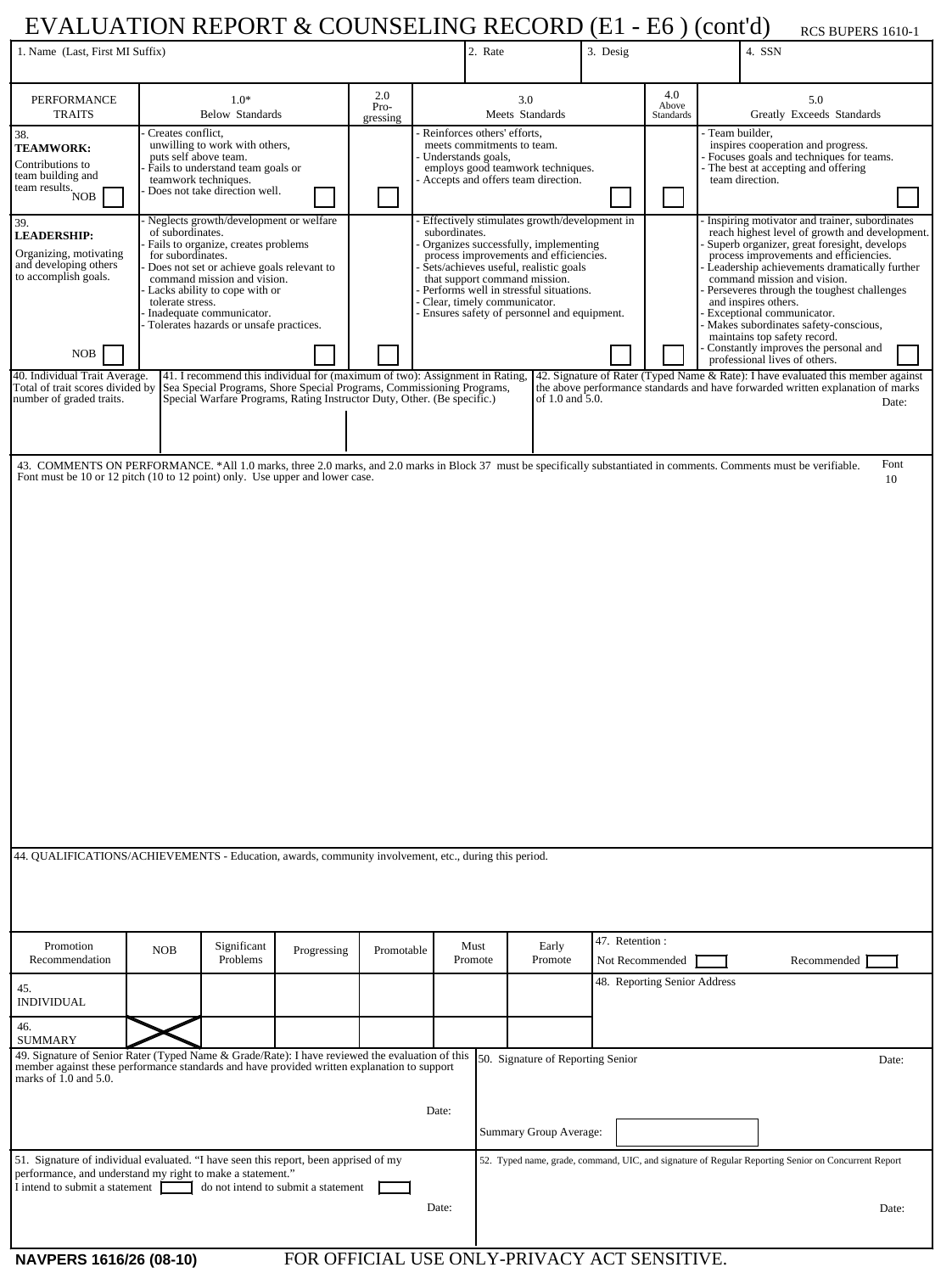# EVALUATION REPORT & COUNSELING RECORD (E1 - E6 ) (cont'd)

RCS BUPERS 1610-1

| 1. Name (Last, First MI Suffix) | 2. Rate | 3. Desig | 4. SSN |
|---|---|---|---|
| | | | |

| PERFORMANCE TRAITS | 1.0* Below Standards | 2.0 Pro-gressing | 3.0 Meets Standards | 4.0 Above Standards | 5.0 Greatly Exceeds Standards |
|---|---|---|---|---|---|
| 38. **TEAMWORK:** Contributions to team building and team results. NOB ☐ | - Creates conflict, unwilling to work with others, puts self above team.<br>- Fails to understand team goals or teamwork techniques.<br>- Does not take direction well. ☐ | ☐ | - Reinforces others' efforts, meets commitments to team.<br>- Understands goals, employs good teamwork techniques.<br>- Accepts and offers team direction. ☐ | ☐ | - Team builder, inspires cooperation and progress.<br>- Focuses goals and techniques for teams.<br>- The best at accepting and offering team direction. ☐ |
| 39. **LEADERSHIP:** Organizing, motivating and developing others to accomplish goals. NOB ☐ | - Neglects growth/development or welfare of subordinates.<br>- Fails to organize, creates problems for subordinates.<br>- Does not set or achieve goals relevant to command mission and vision.<br>- Lacks ability to cope with or tolerate stress.<br>- Inadequate communicator.<br>- Tolerates hazards or unsafe practices. ☐ | ☐ | - Effectively stimulates growth/development in subordinates.<br>- Organizes successfully, implementing process improvements and efficiencies.<br>- Sets/achieves useful, realistic goals that support command mission.<br>- Performs well in stressful situations.<br>- Clear, timely communicator.<br>- Ensures safety of personnel and equipment. ☐ | ☐ | - Inspiring motivator and trainer, subordinates reach highest level of growth and development.<br>- Superb organizer, great foresight, develops process improvements and efficiencies.<br>- Leadership achievements dramatically further command mission and vision.<br>- Perseveres through the toughest challenges and inspires others.<br>- Exceptional communicator.<br>- Makes subordinates safety-conscious, maintains top safety record.<br>- Constantly improves the personal and professional lives of others. ☐ |

| 40. Individual Trait Average. Total of trait scores divided by number of graded traits. | 41. I recommend this individual for (maximum of two): Assignment in Rating, Sea Special Programs, Shore Special Programs, Commissioning Programs, Special Warfare Programs, Rating Instructor Duty, Other. (Be specific.) | 42. Signature of Rater (Typed Name & Rate): I have evaluated this member against the above performance standards and have forwarded written explanation of marks of 1.0 and 5.0. Date: |
|---|---|---|
| | | |

43. COMMENTS ON PERFORMANCE. *All 1.0 marks, three 2.0 marks, and 2.0 marks in Block 37 must be specifically substantiated in comments. Comments must be verifiable. Font must be 10 or 12 pitch (10 to 12 point) only. Use upper and lower case. Font 10

44. QUALIFICATIONS/ACHIEVEMENTS - Education, awards, community involvement, etc., during this period.

| Promotion Recommendation | NOB | Significant Problems | Progressing | Promotable | Must Promote | Early Promote |
|---|---|---|---|---|---|---|
| 45. INDIVIDUAL | | | | | | |
| 46. SUMMARY | X | | | | | |

47. Retention : Not Recommended ☐ Recommended ☐

48. Reporting Senior Address

49. Signature of Senior Rater (Typed Name & Grade/Rate): I have reviewed the evaluation of this member against these performance standards and have provided written explanation to support marks of 1.0 and 5.0. Date:

50. Signature of Reporting Senior Date:

Summary Group Average: ☐

51. Signature of individual evaluated. "I have seen this report, been apprised of my performance, and understand my right to make a statement." I intend to submit a statement ☐ do not intend to submit a statement ☐ Date:

52. Typed name, grade, command, UIC, and signature of Regular Reporting Senior on Concurrent Report Date:

NAVPERS 1616/26 (08-10) FOR OFFICIAL USE ONLY-PRIVACY ACT SENSITIVE.